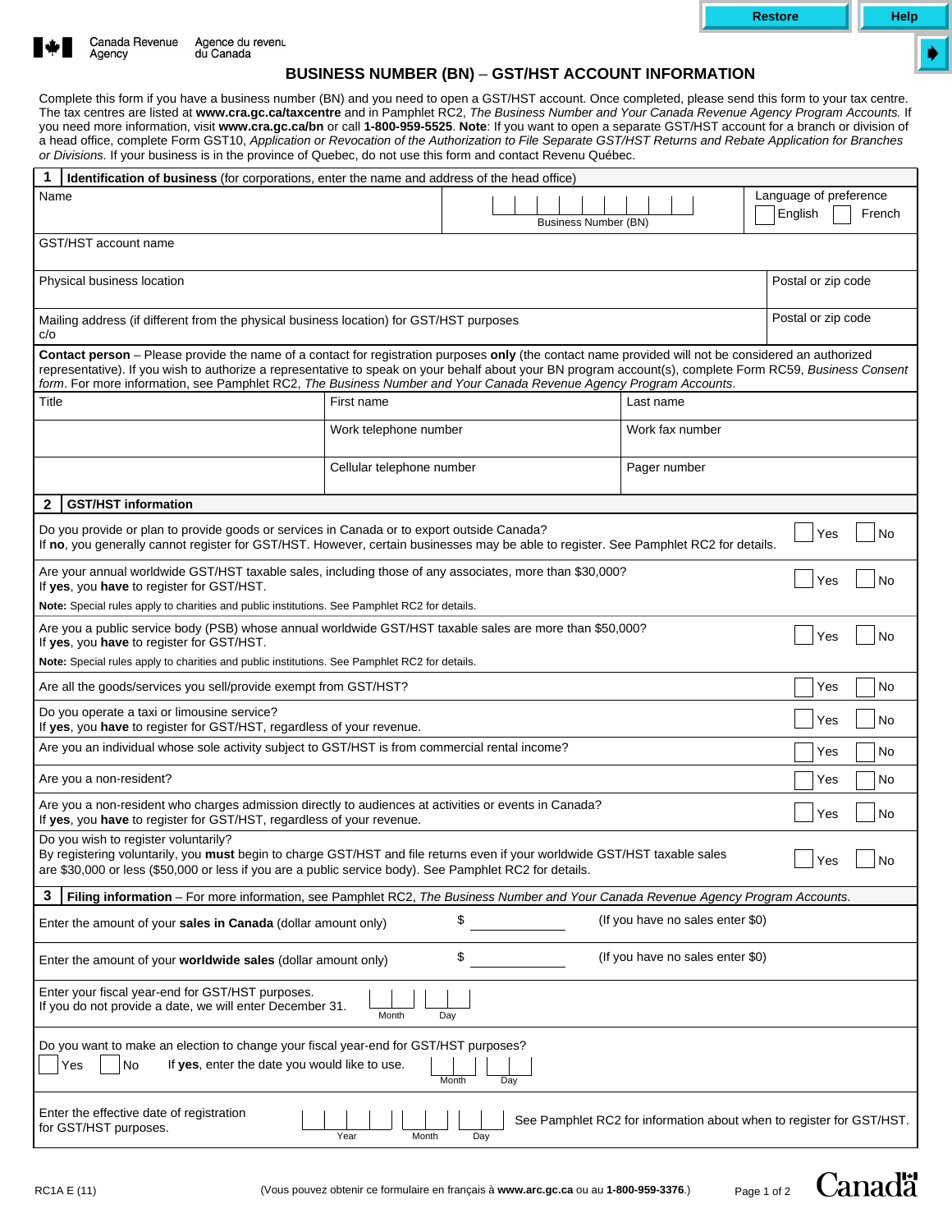Restore | Help

Canada Revenue Agency | Agence du revenu du Canada

# BUSINESS NUMBER (BN) – GST/HST ACCOUNT INFORMATION

Complete this form if you have a business number (BN) and you need to open a GST/HST account. Once completed, please send this form to your tax centre. The tax centres are listed at **www.cra.gc.ca/taxcentre** and in Pamphlet RC2, *The Business Number and Your Canada Revenue Agency Program Accounts.* If you need more information, visit **www.cra.gc.ca/bn** or call **1-800-959-5525**. **Note**: If you want to open a separate GST/HST account for a branch or division of a head office, complete Form GST10, *Application or Revocation of the Authorization to File Separate GST/HST Returns and Rebate Application for Branches or Divisions.* If your business is in the province of Quebec, do not use this form and contact Revenu Québec.

## 1 Identification of business (for corporations, enter the name and address of the head office)

| Name | Business Number (BN) | Language of preference ☐ English ☐ French |
|---|---|---|
| GST/HST account name | | |
| Physical business location | | Postal or zip code |
| Mailing address (if different from the physical business location) for GST/HST purposes c/o | | Postal or zip code |

**Contact person** – Please provide the name of a contact for registration purposes **only** (the contact name provided will not be considered an authorized representative). If you wish to authorize a representative to speak on your behalf about your BN program account(s), complete Form RC59, *Business Consent form*. For more information, see Pamphlet RC2, *The Business Number and Your Canada Revenue Agency Program Accounts*.

| Title | First name | Last name |
|---|---|---|
| | Work telephone number | Work fax number |
| | Cellular telephone number | Pager number |

## 2 GST/HST information

| Question | Yes | No |
|---|---|---|
| Do you provide or plan to provide goods or services in Canada or to export outside Canada? If **no**, you generally cannot register for GST/HST. However, certain businesses may be able to register. See Pamphlet RC2 for details. | ☐ | ☐ |
| Are your annual worldwide GST/HST taxable sales, including those of any associates, more than $30,000? If **yes**, you **have** to register for GST/HST. **Note:** Special rules apply to charities and public institutions. See Pamphlet RC2 for details. | ☐ | ☐ |
| Are you a public service body (PSB) whose annual worldwide GST/HST taxable sales are more than $50,000? If **yes**, you **have** to register for GST/HST. **Note:** Special rules apply to charities and public institutions. See Pamphlet RC2 for details. | ☐ | ☐ |
| Are all the goods/services you sell/provide exempt from GST/HST? | ☐ | ☐ |
| Do you operate a taxi or limousine service? If **yes**, you **have** to register for GST/HST, regardless of your revenue. | ☐ | ☐ |
| Are you an individual whose sole activity subject to GST/HST is from commercial rental income? | ☐ | ☐ |
| Are you a non-resident? | ☐ | ☐ |
| Are you a non-resident who charges admission directly to audiences at activities or events in Canada? If **yes**, you **have** to register for GST/HST, regardless of your revenue. | ☐ | ☐ |
| Do you wish to register voluntarily? By registering voluntarily, you **must** begin to charge GST/HST and file returns even if your worldwide GST/HST taxable sales are $30,000 or less ($50,000 or less if you are a public service body). See Pamphlet RC2 for details. | ☐ | ☐ |

## 3 Filing information – For more information, see Pamphlet RC2, *The Business Number and Your Canada Revenue Agency Program Accounts.*

Enter the amount of your **sales in Canada** (dollar amount only) $ ________ (If you have no sales enter $0)

Enter the amount of your **worldwide sales** (dollar amount only) $ ________ (If you have no sales enter $0)

Enter your fiscal year-end for GST/HST purposes.
If you do not provide a date, we will enter December 31. Month ____ Day ____

Do you want to make an election to change your fiscal year-end for GST/HST purposes?
☐ Yes ☐ No If **yes**, enter the date you would like to use. Month ____ Day ____

Enter the effective date of registration for GST/HST purposes. Year ____ Month ____ Day ____ See Pamphlet RC2 for information about when to register for GST/HST.

RC1A E (11) (Vous pouvez obtenir ce formulaire en français à **www.arc.gc.ca** ou au **1-800-959-3376**.)

Canada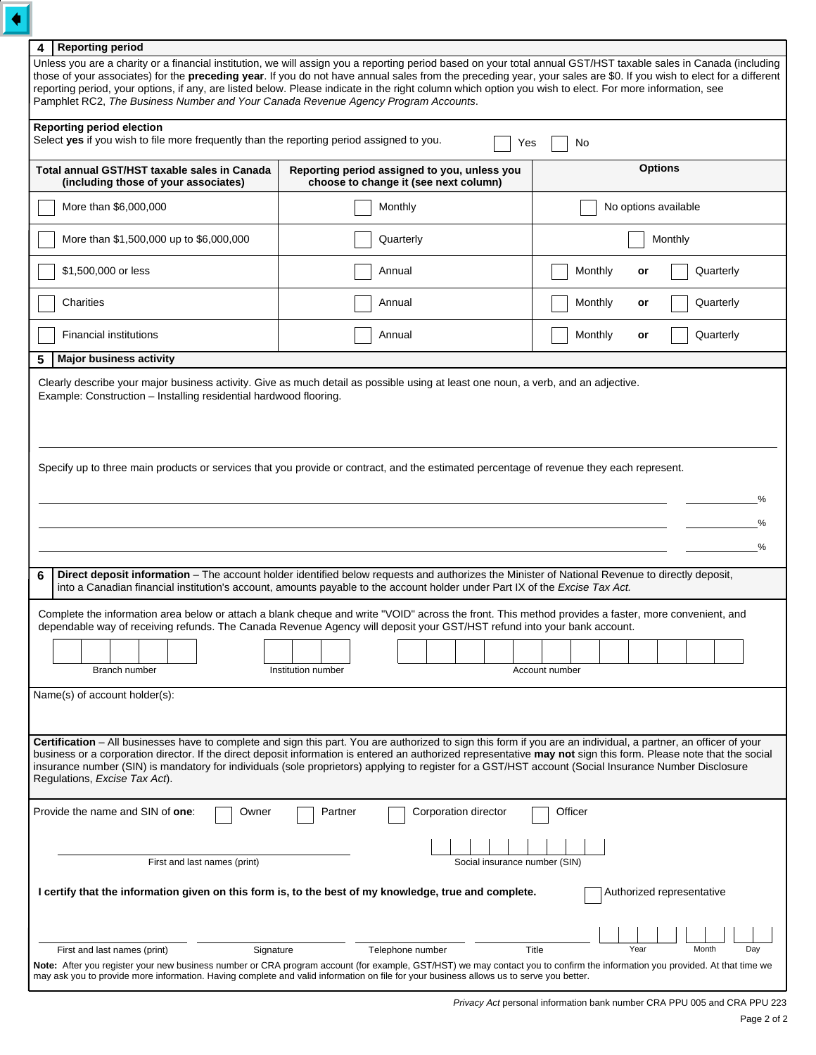## 4 Reporting period

Unless you are a charity or a financial institution, we will assign you a reporting period based on your total annual GST/HST taxable sales in Canada (including those of your associates) for the **preceding year**. If you do not have annual sales from the preceding year, your sales are $0. If you wish to elect for a different reporting period, your options, if any, are listed below. Please indicate in the right column which option you wish to elect. For more information, see Pamphlet RC2, *The Business Number and Your Canada Revenue Agency Program Accounts*.

**Reporting period election**

Select **yes** if you wish to file more frequently than the reporting period assigned to you. ☐ Yes ☐ No

| Total annual GST/HST taxable sales in Canada (including those of your associates) | Reporting period assigned to you, unless you choose to change it (see next column) | Options |
|---|---|---|
| ☐ More than $6,000,000 | ☐ Monthly | ☐ No options available |
| ☐ More than $1,500,000 up to $6,000,000 | ☐ Quarterly | ☐ Monthly |
| ☐ $1,500,000 or less | ☐ Annual | ☐ Monthly **or** ☐ Quarterly |
| ☐ Charities | ☐ Annual | ☐ Monthly **or** ☐ Quarterly |
| ☐ Financial institutions | ☐ Annual | ☐ Monthly **or** ☐ Quarterly |

## 5 Major business activity

Clearly describe your major business activity. Give as much detail as possible using at least one noun, a verb, and an adjective.
Example: Construction – Installing residential hardwood flooring.

_______________________________________________

Specify up to three main products or services that you provide or contract, and the estimated percentage of revenue they each represent.

_______________________________________________ ________%

_______________________________________________ ________%

_______________________________________________ ________%

## 6 Direct deposit information

**Direct deposit information** – The account holder identified below requests and authorizes the Minister of National Revenue to directly deposit, into a Canadian financial institution's account, amounts payable to the account holder under Part IX of the *Excise Tax Act.*

Complete the information area below or attach a blank cheque and write "VOID" across the front. This method provides a faster, more convenient, and dependable way of receiving refunds. The Canada Revenue Agency will deposit your GST/HST refund into your bank account.

Branch number | Institution number | Account number

Name(s) of account holder(s):

**Certification** – All businesses have to complete and sign this part. You are authorized to sign this form if you are an individual, a partner, an officer of your business or a corporation director. If the direct deposit information is entered an authorized representative **may not** sign this form. Please note that the social insurance number (SIN) is mandatory for individuals (sole proprietors) applying to register for a GST/HST account (Social Insurance Number Disclosure Regulations, *Excise Tax Act*).

Provide the name and SIN of **one**: ☐ Owner ☐ Partner ☐ Corporation director ☐ Officer

First and last names (print) | Social insurance number (SIN)

**I certify that the information given on this form is, to the best of my knowledge, true and complete.** ☐ Authorized representative

First and last names (print) | Signature | Telephone number | Title | Year | Month | Day

**Note:** After you register your new business number or CRA program account (for example, GST/HST) we may contact you to confirm the information you provided. At that time we may ask you to provide more information. Having complete and valid information on file for your business allows us to serve you better.

*Privacy Act* personal information bank number CRA PPU 005 and CRA PPU 223